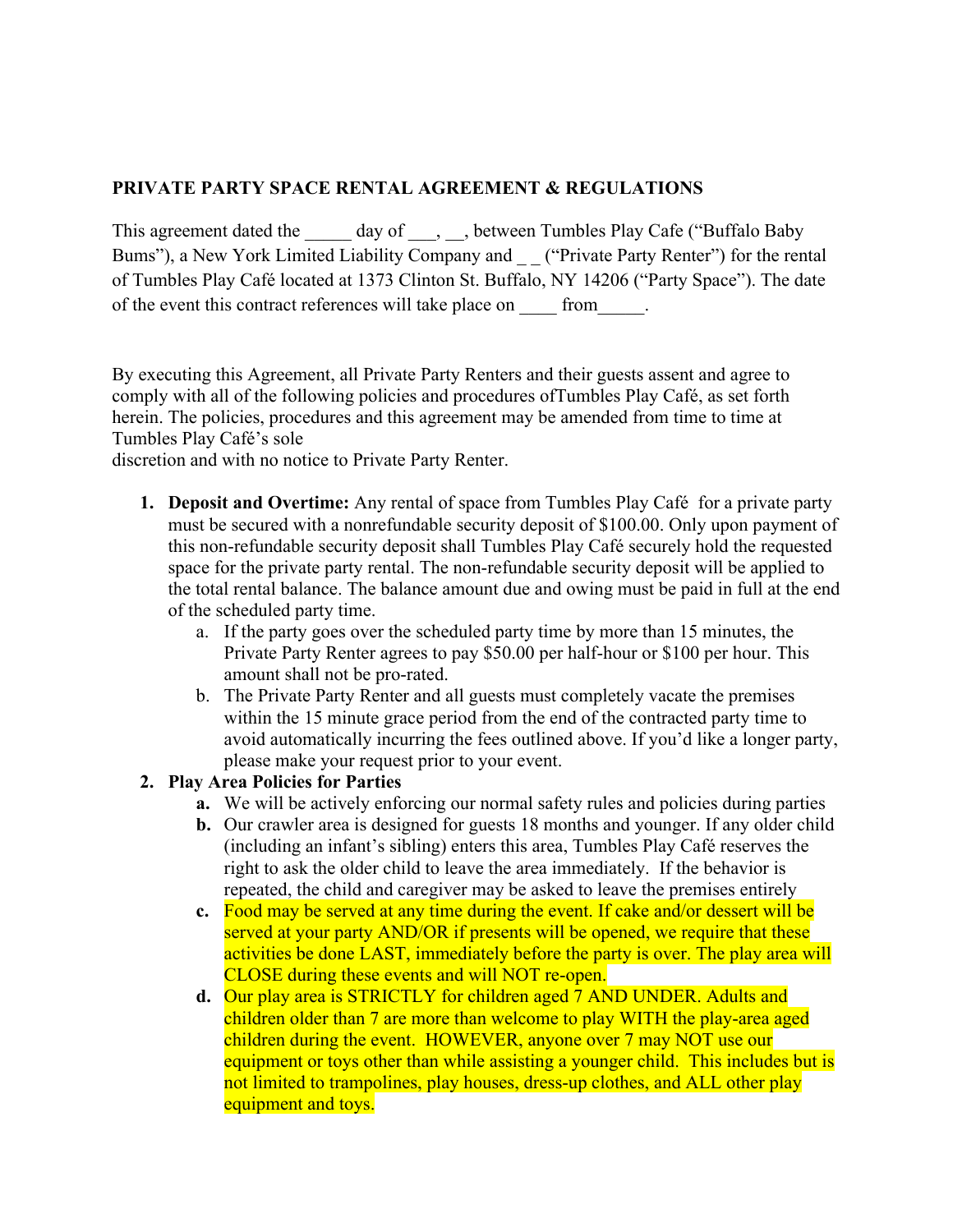**PRIVATE PARTY SPACE RENTAL AGREEMENT & REGULATIONS**

This agreement dated the _____ day of ___, __, between Tumbles Play Cafe ("Buffalo Baby Bums"), a New York Limited Liability Company and _ _ ("Private Party Renter") for the rental of Tumbles Play Café located at 1373 Clinton St. Buffalo, NY 14206 ("Party Space"). The date of the event this contract references will take place on ____ from_____.

By executing this Agreement, all Private Party Renters and their guests assent and agree to comply with all of the following policies and procedures ofTumbles Play Café, as set forth herein. The policies, procedures and this agreement may be amended from time to time at Tumbles Play Café's sole
discretion and with no notice to Private Party Renter.

1. **Deposit and Overtime:** Any rental of space from Tumbles Play Café for a private party must be secured with a nonrefundable security deposit of $100.00. Only upon payment of this non-refundable security deposit shall Tumbles Play Café securely hold the requested space for the private party rental. The non-refundable security deposit will be applied to the total rental balance. The balance amount due and owing must be paid in full at the end of the scheduled party time.
    a. If the party goes over the scheduled party time by more than 15 minutes, the Private Party Renter agrees to pay $50.00 per half-hour or $100 per hour. This amount shall not be pro-rated.
    b. The Private Party Renter and all guests must completely vacate the premises within the 15 minute grace period from the end of the contracted party time to avoid automatically incurring the fees outlined above. If you'd like a longer party, please make your request prior to your event.
2. **Play Area Policies for Parties**
    **a.** We will be actively enforcing our normal safety rules and policies during parties
    **b.** Our crawler area is designed for guests 18 months and younger. If any older child (including an infant's sibling) enters this area, Tumbles Play Café reserves the right to ask the older child to leave the area immediately. If the behavior is repeated, the child and caregiver may be asked to leave the premises entirely
    **c.** Food may be served at any time during the event. If cake and/or dessert will be served at your party AND/OR if presents will be opened, we require that these activities be done LAST, immediately before the party is over. The play area will CLOSE during these events and will NOT re-open.
    **d.** Our play area is STRICTLY for children aged 7 AND UNDER. Adults and children older than 7 are more than welcome to play WITH the play-area aged children during the event. HOWEVER, anyone over 7 may NOT use our equipment or toys other than while assisting a younger child. This includes but is not limited to trampolines, play houses, dress-up clothes, and ALL other play equipment and toys.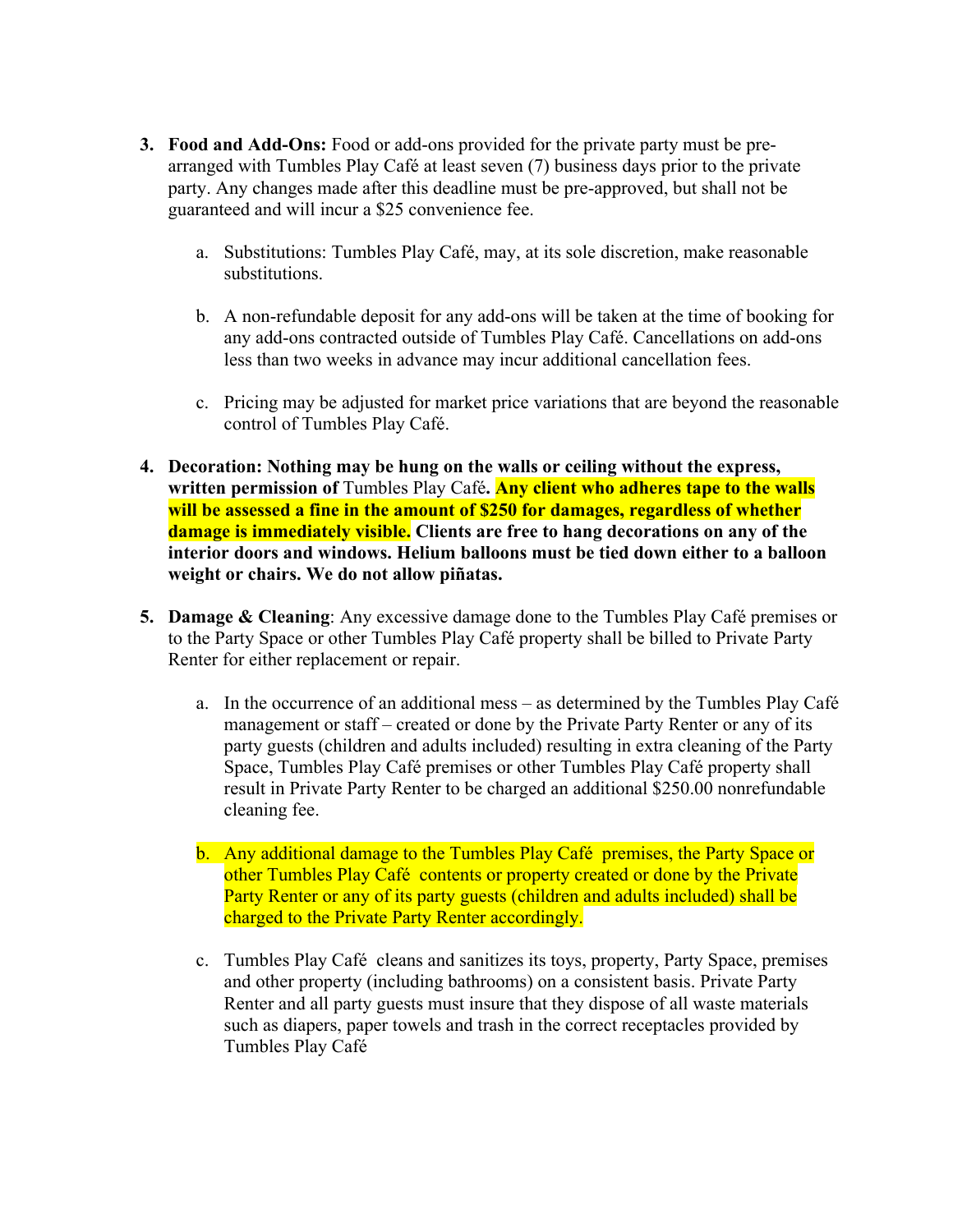3. **Food and Add-Ons:** Food or add-ons provided for the private party must be pre-arranged with Tumbles Play Café at least seven (7) business days prior to the private party. Any changes made after this deadline must be pre-approved, but shall not be guaranteed and will incur a $25 convenience fee.

    a. Substitutions: Tumbles Play Café, may, at its sole discretion, make reasonable substitutions.

    b. A non-refundable deposit for any add-ons will be taken at the time of booking for any add-ons contracted outside of Tumbles Play Café. Cancellations on add-ons less than two weeks in advance may incur additional cancellation fees.

    c. Pricing may be adjusted for market price variations that are beyond the reasonable control of Tumbles Play Café.

4. **Decoration: Nothing may be hung on the walls or ceiling without the express, written permission of** Tumbles Play Café**. Any client who adheres tape to the walls will be assessed a fine in the amount of $250 for damages, regardless of whether damage is immediately visible. Clients are free to hang decorations on any of the interior doors and windows. Helium balloons must be tied down either to a balloon weight or chairs. We do not allow piñatas.**

5. **Damage & Cleaning**: Any excessive damage done to the Tumbles Play Café premises or to the Party Space or other Tumbles Play Café property shall be billed to Private Party Renter for either replacement or repair.

    a. In the occurrence of an additional mess – as determined by the Tumbles Play Café management or staff – created or done by the Private Party Renter or any of its party guests (children and adults included) resulting in extra cleaning of the Party Space, Tumbles Play Café premises or other Tumbles Play Café property shall result in Private Party Renter to be charged an additional $250.00 nonrefundable cleaning fee.

    b. Any additional damage to the Tumbles Play Café premises, the Party Space or other Tumbles Play Café contents or property created or done by the Private Party Renter or any of its party guests (children and adults included) shall be charged to the Private Party Renter accordingly.

    c. Tumbles Play Café cleans and sanitizes its toys, property, Party Space, premises and other property (including bathrooms) on a consistent basis. Private Party Renter and all party guests must insure that they dispose of all waste materials such as diapers, paper towels and trash in the correct receptacles provided by Tumbles Play Café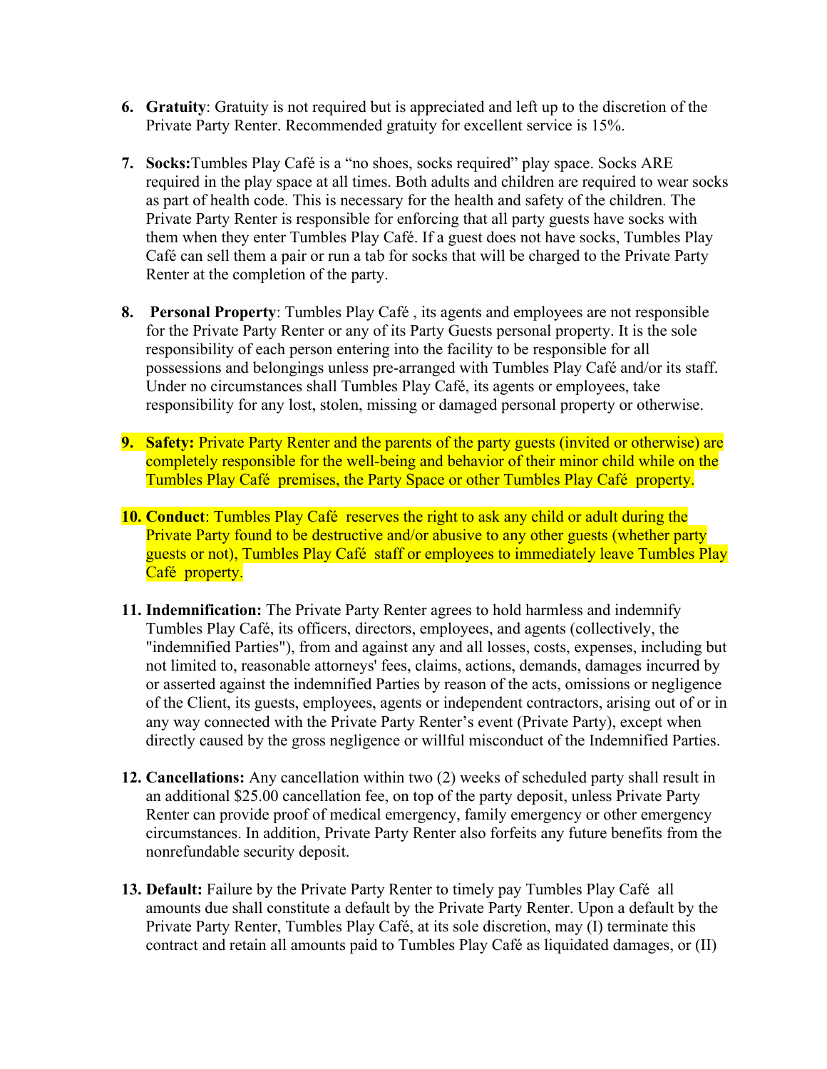6. **Gratuity**: Gratuity is not required but is appreciated and left up to the discretion of the Private Party Renter. Recommended gratuity for excellent service is 15%.

7. **Socks:** Tumbles Play Café is a "no shoes, socks required" play space. Socks ARE required in the play space at all times. Both adults and children are required to wear socks as part of health code. This is necessary for the health and safety of the children. The Private Party Renter is responsible for enforcing that all party guests have socks with them when they enter Tumbles Play Café. If a guest does not have socks, Tumbles Play Café can sell them a pair or run a tab for socks that will be charged to the Private Party Renter at the completion of the party.

8. **Personal Property**: Tumbles Play Café , its agents and employees are not responsible for the Private Party Renter or any of its Party Guests personal property. It is the sole responsibility of each person entering into the facility to be responsible for all possessions and belongings unless pre-arranged with Tumbles Play Café and/or its staff. Under no circumstances shall Tumbles Play Café, its agents or employees, take responsibility for any lost, stolen, missing or damaged personal property or otherwise.

9. **Safety:** Private Party Renter and the parents of the party guests (invited or otherwise) are completely responsible for the well-being and behavior of their minor child while on the Tumbles Play Café premises, the Party Space or other Tumbles Play Café property.

10. **Conduct**: Tumbles Play Café reserves the right to ask any child or adult during the Private Party found to be destructive and/or abusive to any other guests (whether party guests or not), Tumbles Play Café staff or employees to immediately leave Tumbles Play Café property.

11. **Indemnification:** The Private Party Renter agrees to hold harmless and indemnify Tumbles Play Café, its officers, directors, employees, and agents (collectively, the "indemnified Parties"), from and against any and all losses, costs, expenses, including but not limited to, reasonable attorneys' fees, claims, actions, demands, damages incurred by or asserted against the indemnified Parties by reason of the acts, omissions or negligence of the Client, its guests, employees, agents or independent contractors, arising out of or in any way connected with the Private Party Renter's event (Private Party), except when directly caused by the gross negligence or willful misconduct of the Indemnified Parties.

12. **Cancellations:** Any cancellation within two (2) weeks of scheduled party shall result in an additional $25.00 cancellation fee, on top of the party deposit, unless Private Party Renter can provide proof of medical emergency, family emergency or other emergency circumstances. In addition, Private Party Renter also forfeits any future benefits from the nonrefundable security deposit.

13. **Default:** Failure by the Private Party Renter to timely pay Tumbles Play Café all amounts due shall constitute a default by the Private Party Renter. Upon a default by the Private Party Renter, Tumbles Play Café, at its sole discretion, may (I) terminate this contract and retain all amounts paid to Tumbles Play Café as liquidated damages, or (II)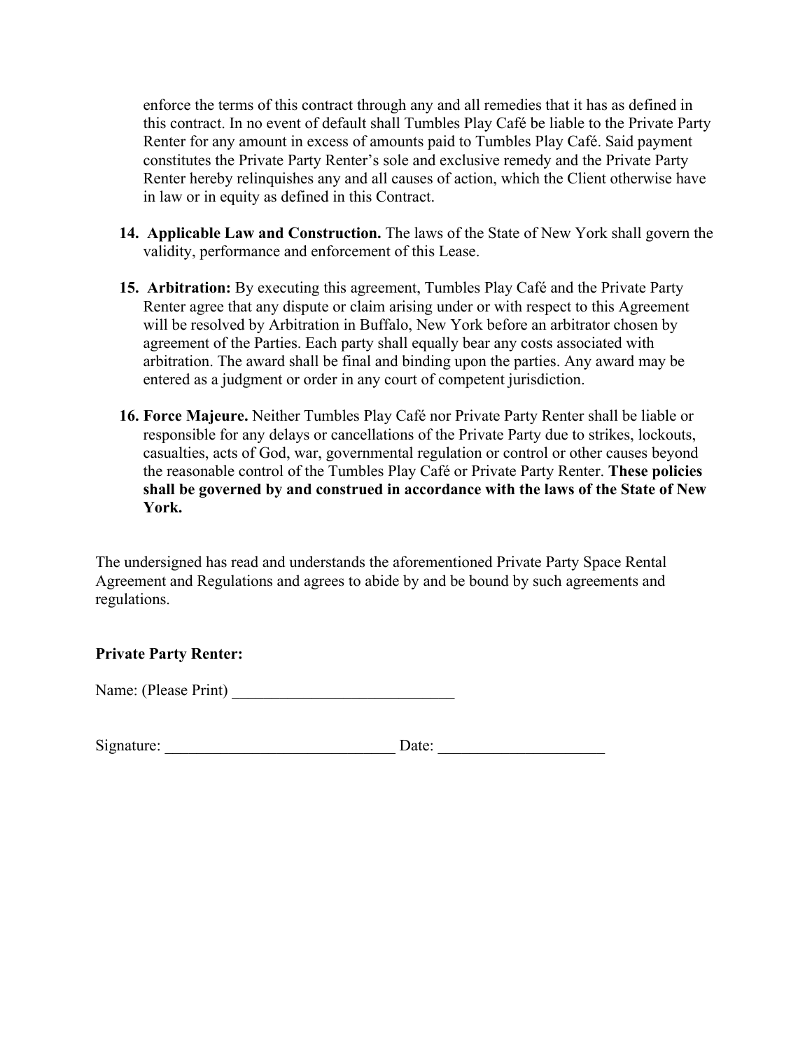enforce the terms of this contract through any and all remedies that it has as defined in this contract. In no event of default shall Tumbles Play Café be liable to the Private Party Renter for any amount in excess of amounts paid to Tumbles Play Café. Said payment constitutes the Private Party Renter's sole and exclusive remedy and the Private Party Renter hereby relinquishes any and all causes of action, which the Client otherwise have in law or in equity as defined in this Contract.

14. **Applicable Law and Construction.** The laws of the State of New York shall govern the validity, performance and enforcement of this Lease.

15. **Arbitration:** By executing this agreement, Tumbles Play Café and the Private Party Renter agree that any dispute or claim arising under or with respect to this Agreement will be resolved by Arbitration in Buffalo, New York before an arbitrator chosen by agreement of the Parties. Each party shall equally bear any costs associated with arbitration. The award shall be final and binding upon the parties. Any award may be entered as a judgment or order in any court of competent jurisdiction.

16. **Force Majeure.** Neither Tumbles Play Café nor Private Party Renter shall be liable or responsible for any delays or cancellations of the Private Party due to strikes, lockouts, casualties, acts of God, war, governmental regulation or control or other causes beyond the reasonable control of the Tumbles Play Café or Private Party Renter. **These policies shall be governed by and construed in accordance with the laws of the State of New York.**

The undersigned has read and understands the aforementioned Private Party Space Rental Agreement and Regulations and agrees to abide by and be bound by such agreements and regulations.

**Private Party Renter:**

Name: (Please Print) ____________________________

Signature: _____________________________ Date: _____________________